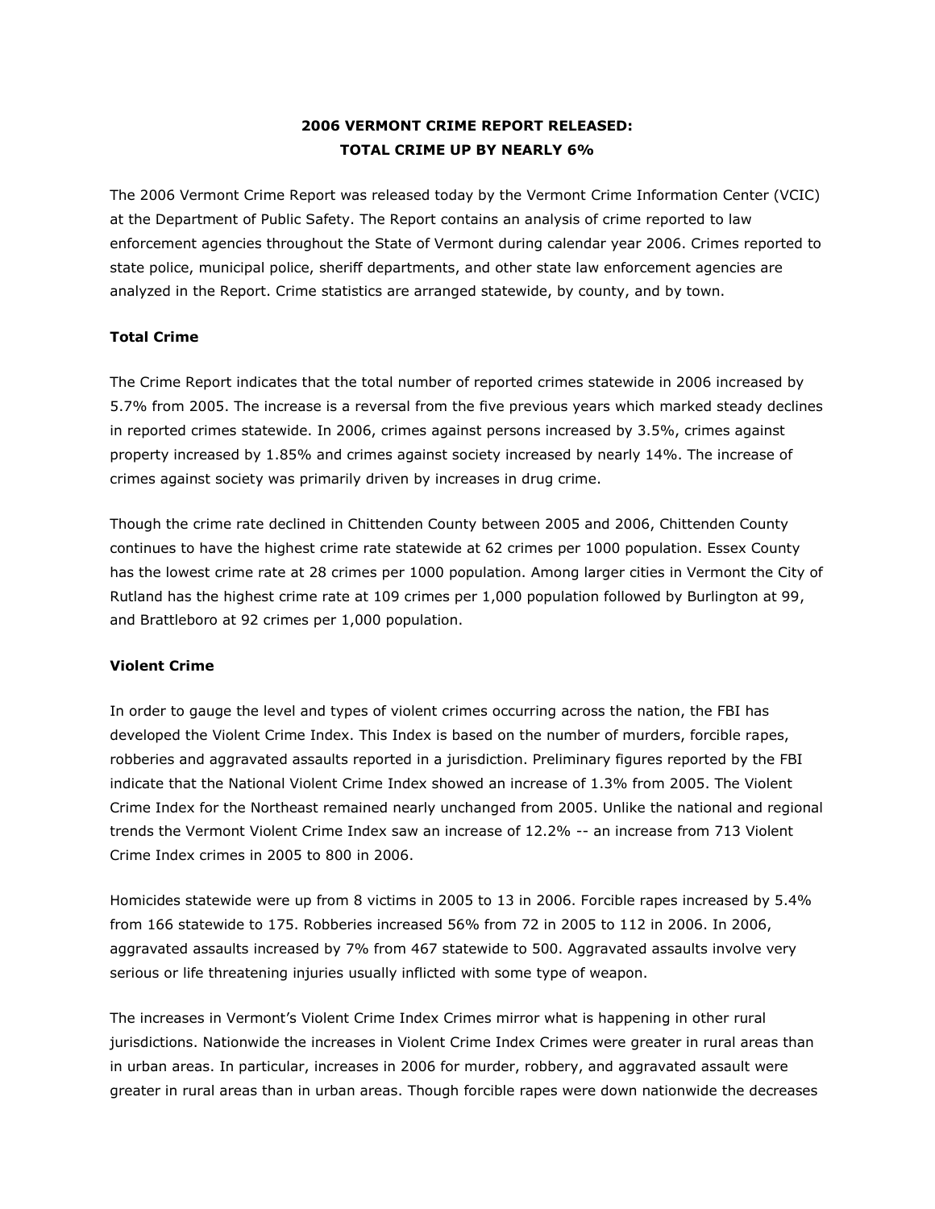# 2006 VERMONT CRIME REPORT RELEASED: TOTAL CRIME UP BY NEARLY 6%

The 2006 Vermont Crime Report was released today by the Vermont Crime Information Center (VCIC) at the Department of Public Safety. The Report contains an analysis of crime reported to law enforcement agencies throughout the State of Vermont during calendar year 2006. Crimes reported to state police, municipal police, sheriff departments, and other state law enforcement agencies are analyzed in the Report. Crime statistics are arranged statewide, by county, and by town.

**Total Crime**

The Crime Report indicates that the total number of reported crimes statewide in 2006 increased by 5.7% from 2005. The increase is a reversal from the five previous years which marked steady declines in reported crimes statewide. In 2006, crimes against persons increased by 3.5%, crimes against property increased by 1.85% and crimes against society increased by nearly 14%. The increase of crimes against society was primarily driven by increases in drug crime.

Though the crime rate declined in Chittenden County between 2005 and 2006, Chittenden County continues to have the highest crime rate statewide at 62 crimes per 1000 population. Essex County has the lowest crime rate at 28 crimes per 1000 population. Among larger cities in Vermont the City of Rutland has the highest crime rate at 109 crimes per 1,000 population followed by Burlington at 99, and Brattleboro at 92 crimes per 1,000 population.

**Violent Crime**

In order to gauge the level and types of violent crimes occurring across the nation, the FBI has developed the Violent Crime Index. This Index is based on the number of murders, forcible rapes, robberies and aggravated assaults reported in a jurisdiction. Preliminary figures reported by the FBI indicate that the National Violent Crime Index showed an increase of 1.3% from 2005. The Violent Crime Index for the Northeast remained nearly unchanged from 2005. Unlike the national and regional trends the Vermont Violent Crime Index saw an increase of 12.2% -- an increase from 713 Violent Crime Index crimes in 2005 to 800 in 2006.

Homicides statewide were up from 8 victims in 2005 to 13 in 2006. Forcible rapes increased by 5.4% from 166 statewide to 175. Robberies increased 56% from 72 in 2005 to 112 in 2006. In 2006, aggravated assaults increased by 7% from 467 statewide to 500. Aggravated assaults involve very serious or life threatening injuries usually inflicted with some type of weapon.

The increases in Vermont's Violent Crime Index Crimes mirror what is happening in other rural jurisdictions. Nationwide the increases in Violent Crime Index Crimes were greater in rural areas than in urban areas. In particular, increases in 2006 for murder, robbery, and aggravated assault were greater in rural areas than in urban areas. Though forcible rapes were down nationwide the decreases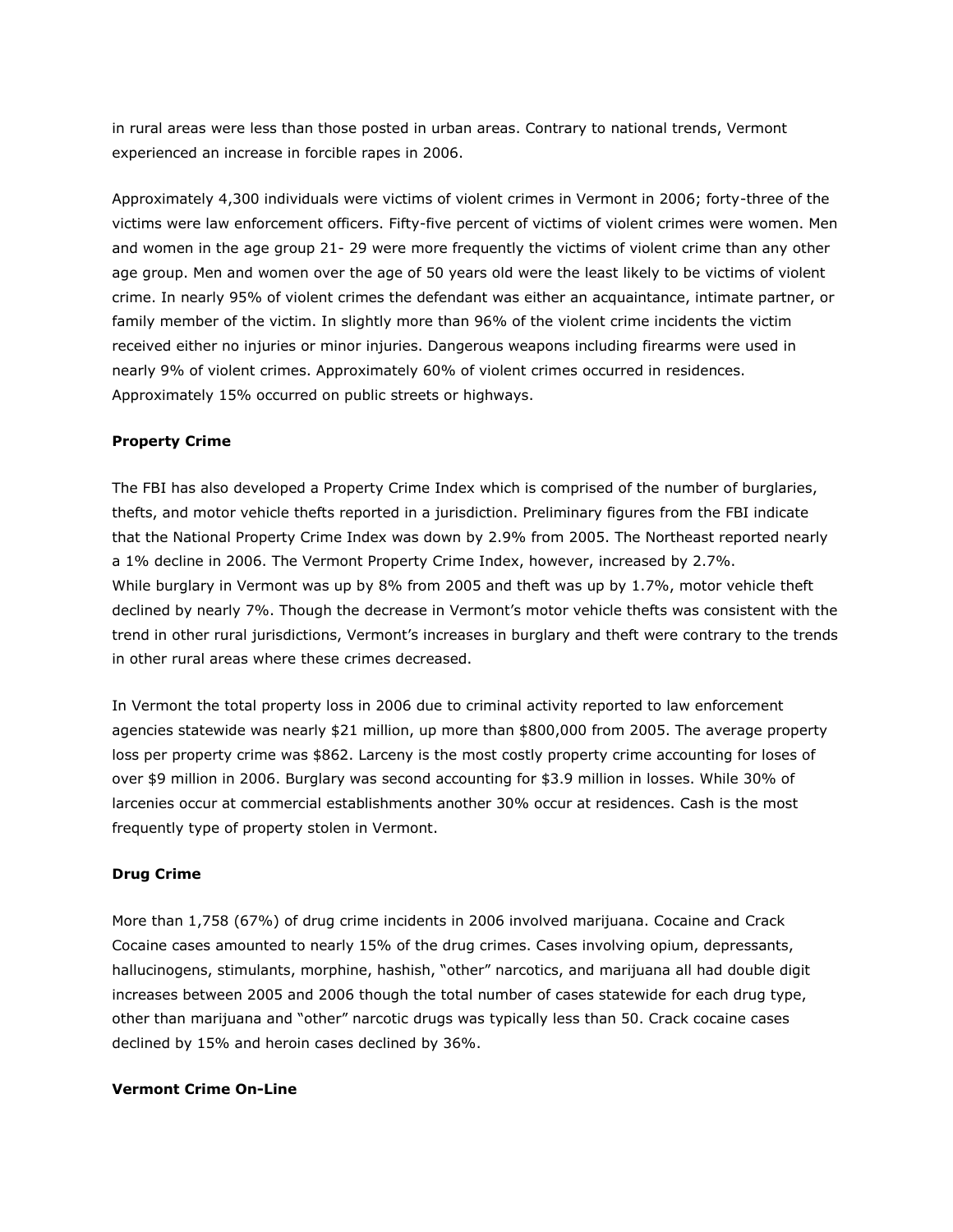in rural areas were less than those posted in urban areas. Contrary to national trends, Vermont experienced an increase in forcible rapes in 2006.

Approximately 4,300 individuals were victims of violent crimes in Vermont in 2006; forty-three of the victims were law enforcement officers. Fifty-five percent of victims of violent crimes were women. Men and women in the age group 21- 29 were more frequently the victims of violent crime than any other age group. Men and women over the age of 50 years old were the least likely to be victims of violent crime. In nearly 95% of violent crimes the defendant was either an acquaintance, intimate partner, or family member of the victim. In slightly more than 96% of the violent crime incidents the victim received either no injuries or minor injuries. Dangerous weapons including firearms were used in nearly 9% of violent crimes. Approximately 60% of violent crimes occurred in residences. Approximately 15% occurred on public streets or highways.

**Property Crime**

The FBI has also developed a Property Crime Index which is comprised of the number of burglaries, thefts, and motor vehicle thefts reported in a jurisdiction. Preliminary figures from the FBI indicate that the National Property Crime Index was down by 2.9% from 2005. The Northeast reported nearly a 1% decline in 2006. The Vermont Property Crime Index, however, increased by 2.7%. While burglary in Vermont was up by 8% from 2005 and theft was up by 1.7%, motor vehicle theft declined by nearly 7%. Though the decrease in Vermont's motor vehicle thefts was consistent with the trend in other rural jurisdictions, Vermont's increases in burglary and theft were contrary to the trends in other rural areas where these crimes decreased.

In Vermont the total property loss in 2006 due to criminal activity reported to law enforcement agencies statewide was nearly $21 million, up more than $800,000 from 2005. The average property loss per property crime was $862. Larceny is the most costly property crime accounting for loses of over $9 million in 2006. Burglary was second accounting for $3.9 million in losses. While 30% of larcenies occur at commercial establishments another 30% occur at residences. Cash is the most frequently type of property stolen in Vermont.

**Drug Crime**

More than 1,758 (67%) of drug crime incidents in 2006 involved marijuana. Cocaine and Crack Cocaine cases amounted to nearly 15% of the drug crimes. Cases involving opium, depressants, hallucinogens, stimulants, morphine, hashish, "other" narcotics, and marijuana all had double digit increases between 2005 and 2006 though the total number of cases statewide for each drug type, other than marijuana and "other" narcotic drugs was typically less than 50. Crack cocaine cases declined by 15% and heroin cases declined by 36%.

**Vermont Crime On-Line**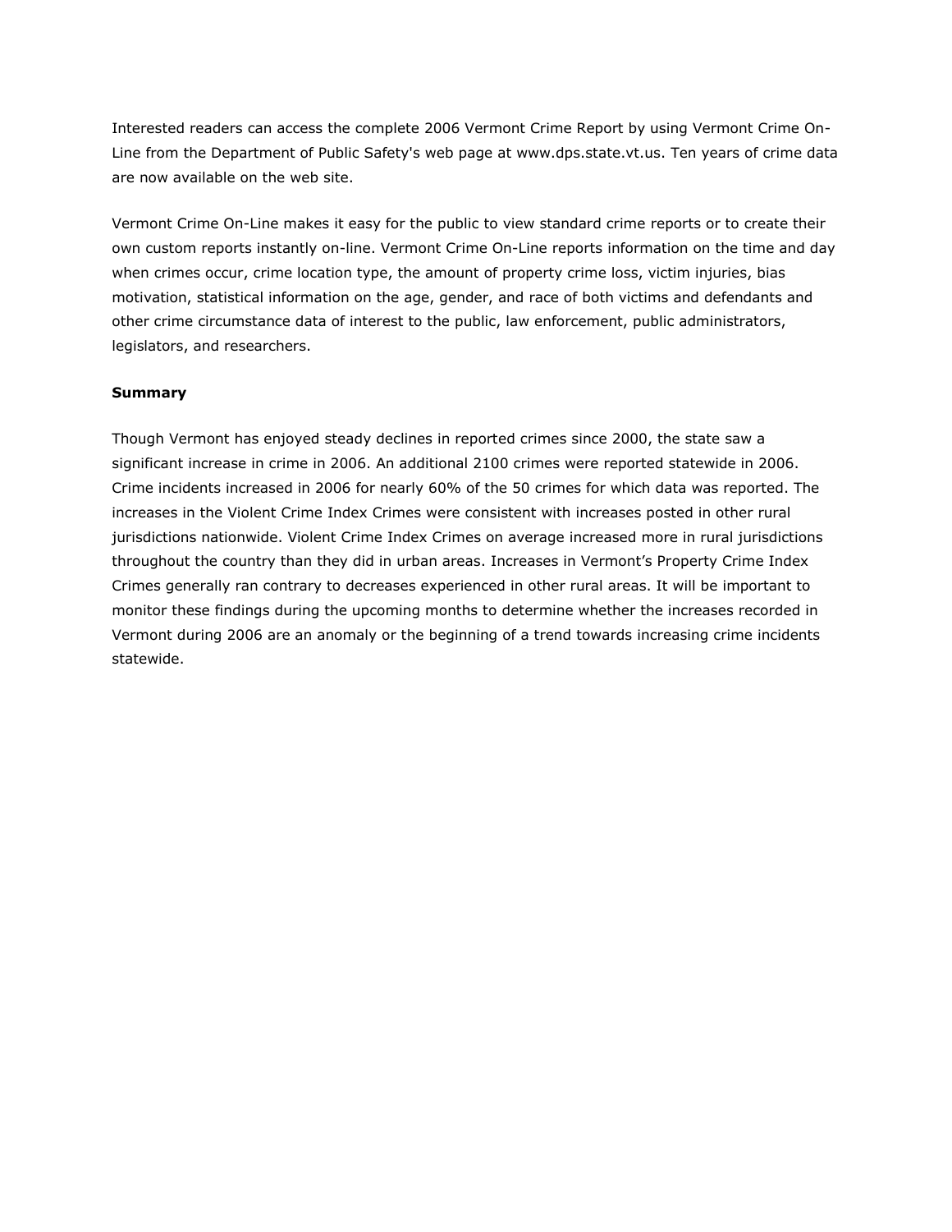Interested readers can access the complete 2006 Vermont Crime Report by using Vermont Crime On-Line from the Department of Public Safety's web page at www.dps.state.vt.us. Ten years of crime data are now available on the web site.

Vermont Crime On-Line makes it easy for the public to view standard crime reports or to create their own custom reports instantly on-line. Vermont Crime On-Line reports information on the time and day when crimes occur, crime location type, the amount of property crime loss, victim injuries, bias motivation, statistical information on the age, gender, and race of both victims and defendants and other crime circumstance data of interest to the public, law enforcement, public administrators, legislators, and researchers.

**Summary**

Though Vermont has enjoyed steady declines in reported crimes since 2000, the state saw a significant increase in crime in 2006. An additional 2100 crimes were reported statewide in 2006. Crime incidents increased in 2006 for nearly 60% of the 50 crimes for which data was reported. The increases in the Violent Crime Index Crimes were consistent with increases posted in other rural jurisdictions nationwide. Violent Crime Index Crimes on average increased more in rural jurisdictions throughout the country than they did in urban areas. Increases in Vermont's Property Crime Index Crimes generally ran contrary to decreases experienced in other rural areas. It will be important to monitor these findings during the upcoming months to determine whether the increases recorded in Vermont during 2006 are an anomaly or the beginning of a trend towards increasing crime incidents statewide.